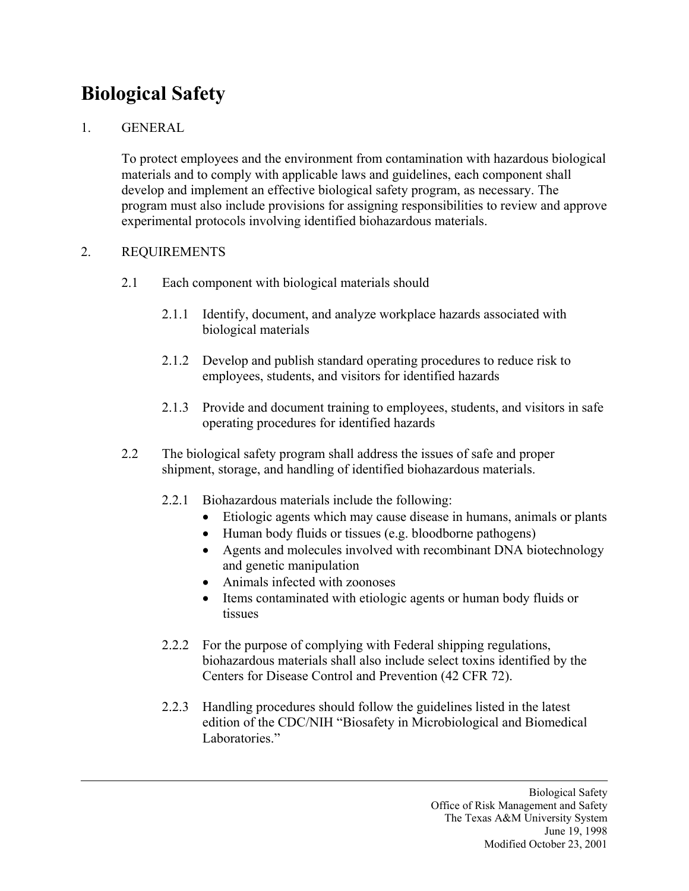# Biological Safety

1. GENERAL

   To protect employees and the environment from contamination with hazardous biological materials and to comply with applicable laws and guidelines, each component shall develop and implement an effective biological safety program, as necessary. The program must also include provisions for assigning responsibilities to review and approve experimental protocols involving identified biohazardous materials.

2. REQUIREMENTS

   2.1 Each component with biological materials should

   2.1.1 Identify, document, and analyze workplace hazards associated with biological materials

   2.1.2 Develop and publish standard operating procedures to reduce risk to employees, students, and visitors for identified hazards

   2.1.3 Provide and document training to employees, students, and visitors in safe operating procedures for identified hazards

   2.2 The biological safety program shall address the issues of safe and proper shipment, storage, and handling of identified biohazardous materials.

   2.2.1 Biohazardous materials include the following:

   - Etiologic agents which may cause disease in humans, animals or plants
   - Human body fluids or tissues (e.g. bloodborne pathogens)
   - Agents and molecules involved with recombinant DNA biotechnology and genetic manipulation
   - Animals infected with zoonoses
   - Items contaminated with etiologic agents or human body fluids or tissues

   2.2.2 For the purpose of complying with Federal shipping regulations, biohazardous materials shall also include select toxins identified by the Centers for Disease Control and Prevention (42 CFR 72).

   2.2.3 Handling procedures should follow the guidelines listed in the latest edition of the CDC/NIH "Biosafety in Microbiological and Biomedical Laboratories."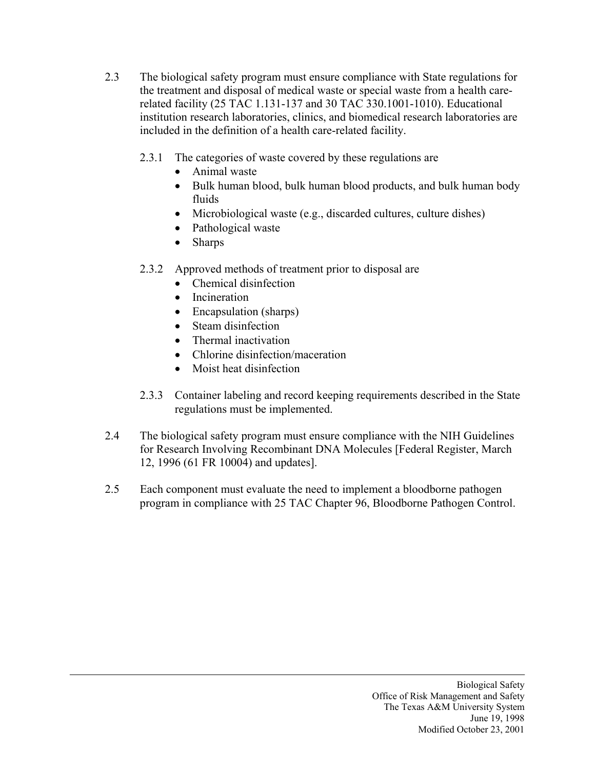2.3 The biological safety program must ensure compliance with State regulations for the treatment and disposal of medical waste or special waste from a health care-related facility (25 TAC 1.131-137 and 30 TAC 330.1001-1010). Educational institution research laboratories, clinics, and biomedical research laboratories are included in the definition of a health care-related facility.

2.3.1 The categories of waste covered by these regulations are

- Animal waste
- Bulk human blood, bulk human blood products, and bulk human body fluids
- Microbiological waste (e.g., discarded cultures, culture dishes)
- Pathological waste
- Sharps

2.3.2 Approved methods of treatment prior to disposal are

- Chemical disinfection
- Incineration
- Encapsulation (sharps)
- Steam disinfection
- Thermal inactivation
- Chlorine disinfection/maceration
- Moist heat disinfection

2.3.3 Container labeling and record keeping requirements described in the State regulations must be implemented.

2.4 The biological safety program must ensure compliance with the NIH Guidelines for Research Involving Recombinant DNA Molecules [Federal Register, March 12, 1996 (61 FR 10004) and updates].

2.5 Each component must evaluate the need to implement a bloodborne pathogen program in compliance with 25 TAC Chapter 96, Bloodborne Pathogen Control.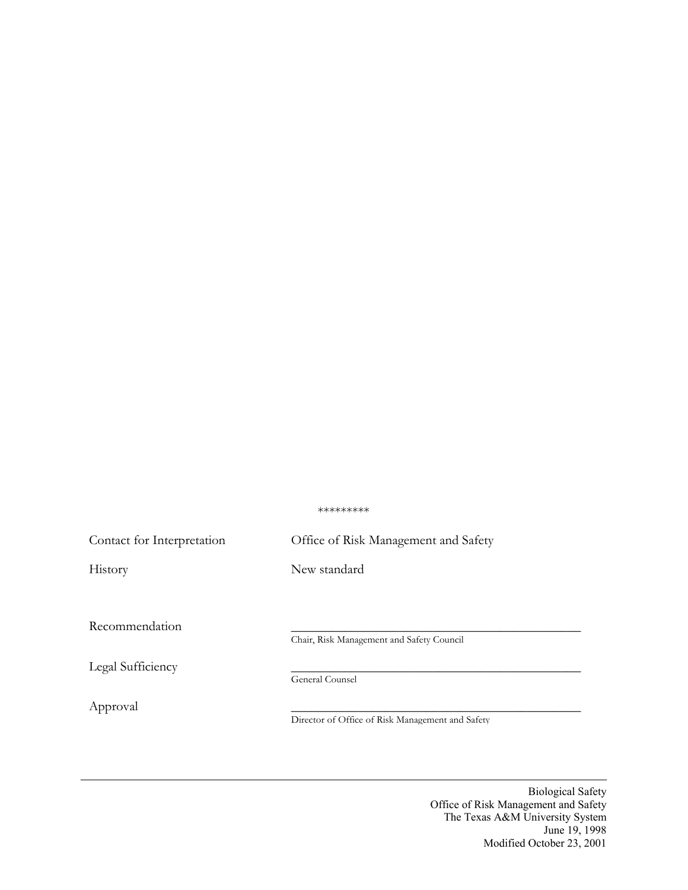*********

| | |
|---|---|
| Contact for Interpretation | Office of Risk Management and Safety |
| History | New standard |
| Recommendation | _______________________________________________ Chair, Risk Management and Safety Council |
| Legal Sufficiency | _______________________________________________ General Counsel |
| Approval | _______________________________________________ Director of Office of Risk Management and Safety |

Biological Safety
Office of Risk Management and Safety
The Texas A&M University System
June 19, 1998
Modified October 23, 2001